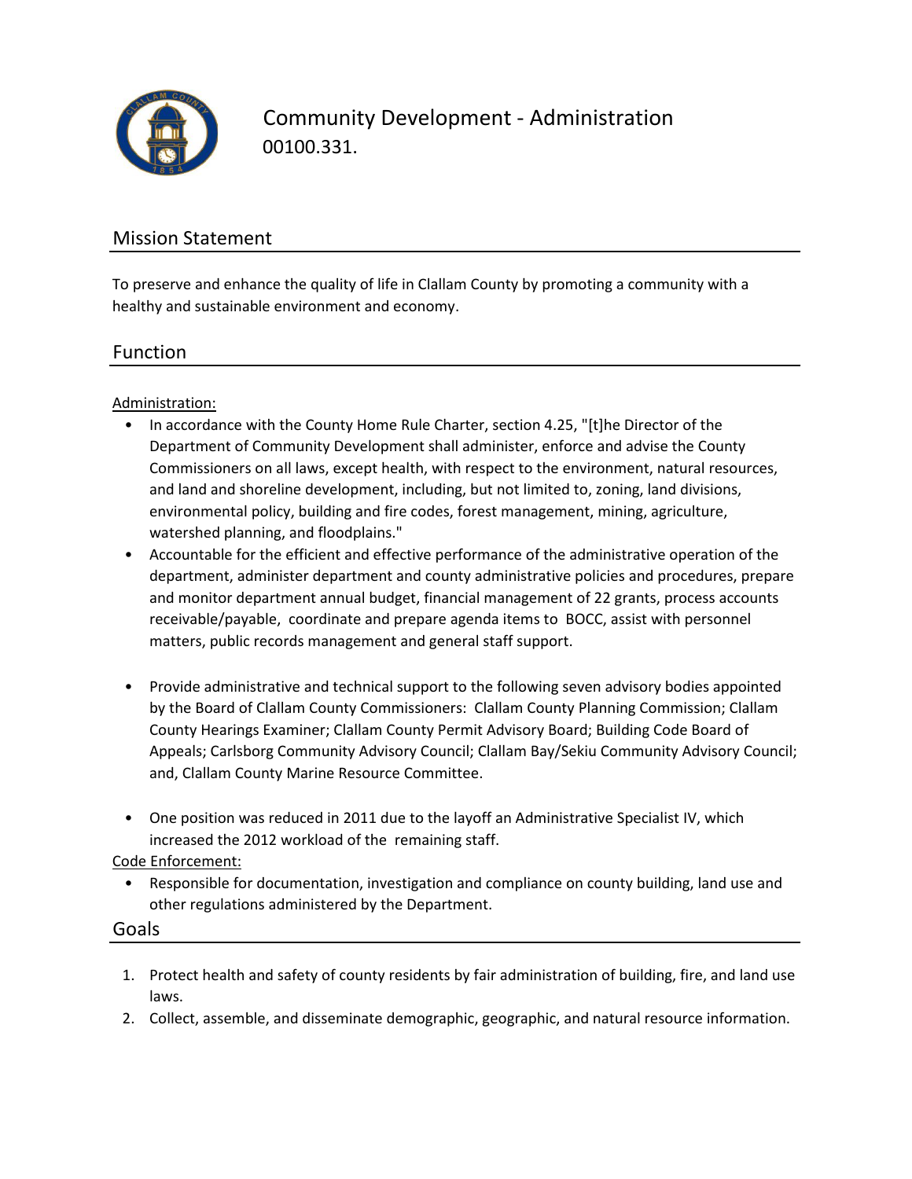# Community Development - Administration

00100.331.

## Mission Statement

To preserve and enhance the quality of life in Clallam County by promoting a community with a healthy and sustainable environment and economy.

## Function

Administration:

- In accordance with the County Home Rule Charter, section 4.25, "[t]he Director of the Department of Community Development shall administer, enforce and advise the County Commissioners on all laws, except health, with respect to the environment, natural resources, and land and shoreline development, including, but not limited to, zoning, land divisions, environmental policy, building and fire codes, forest management, mining, agriculture, watershed planning, and floodplains."
- Accountable for the efficient and effective performance of the administrative operation of the department, administer department and county administrative policies and procedures, prepare and monitor department annual budget, financial management of 22 grants, process accounts receivable/payable, coordinate and prepare agenda items to BOCC, assist with personnel matters, public records management and general staff support.
- Provide administrative and technical support to the following seven advisory bodies appointed by the Board of Clallam County Commissioners: Clallam County Planning Commission; Clallam County Hearings Examiner; Clallam County Permit Advisory Board; Building Code Board of Appeals; Carlsborg Community Advisory Council; Clallam Bay/Sekiu Community Advisory Council; and, Clallam County Marine Resource Committee.
- One position was reduced in 2011 due to the layoff an Administrative Specialist IV, which increased the 2012 workload of the remaining staff.

Code Enforcement:

- Responsible for documentation, investigation and compliance on county building, land use and other regulations administered by the Department.

## Goals

1. Protect health and safety of county residents by fair administration of building, fire, and land use laws.
2. Collect, assemble, and disseminate demographic, geographic, and natural resource information.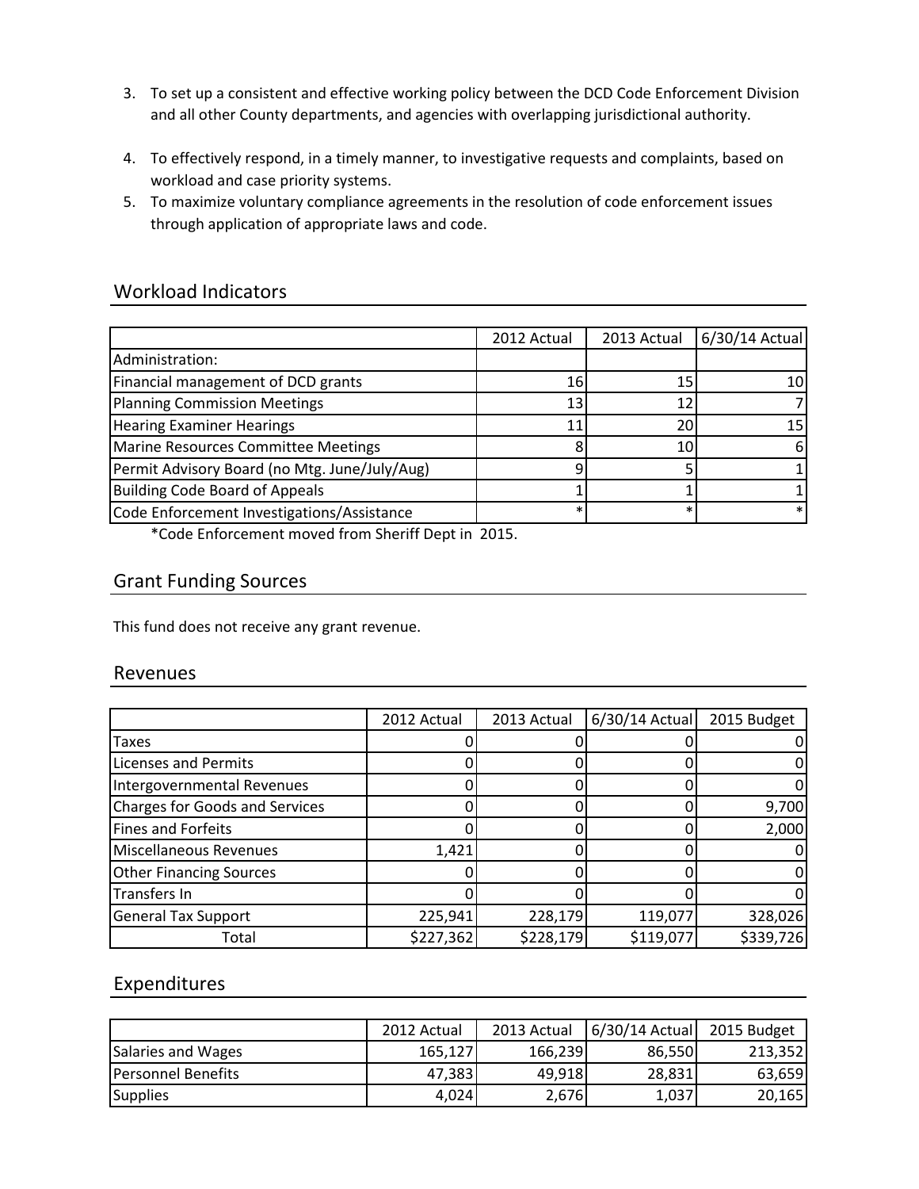3. To set up a consistent and effective working policy between the DCD Code Enforcement Division and all other County departments, and agencies with overlapping jurisdictional authority.

4. To effectively respond, in a timely manner, to investigative requests and complaints, based on workload and case priority systems.
5. To maximize voluntary compliance agreements in the resolution of code enforcement issues through application of appropriate laws and code.

## Workload Indicators

| | 2012 Actual | 2013 Actual | 6/30/14 Actual |
|---|---|---|---|
| Administration: | | | |
| Financial management of DCD grants | 16 | 15 | 10 |
| Planning Commission Meetings | 13 | 12 | 7 |
| Hearing Examiner Hearings | 11 | 20 | 15 |
| Marine Resources Committee Meetings | 8 | 10 | 6 |
| Permit Advisory Board (no Mtg. June/July/Aug) | 9 | 5 | 1 |
| Building Code Board of Appeals | 1 | 1 | 1 |
| Code Enforcement Investigations/Assistance | * | * | * |

*Code Enforcement moved from Sheriff Dept in 2015.

## Grant Funding Sources

This fund does not receive any grant revenue.

## Revenues

| | 2012 Actual | 2013 Actual | 6/30/14 Actual | 2015 Budget |
|---|---|---|---|---|
| Taxes | 0 | 0 | 0 | 0 |
| Licenses and Permits | 0 | 0 | 0 | 0 |
| Intergovernmental Revenues | 0 | 0 | 0 | 0 |
| Charges for Goods and Services | 0 | 0 | 0 | 9,700 |
| Fines and Forfeits | 0 | 0 | 0 | 2,000 |
| Miscellaneous Revenues | 1,421 | 0 | 0 | 0 |
| Other Financing Sources | 0 | 0 | 0 | 0 |
| Transfers In | 0 | 0 | 0 | 0 |
| General Tax Support | 225,941 | 228,179 | 119,077 | 328,026 |
| Total | $227,362 | $228,179 | $119,077 | $339,726 |

## Expenditures

| | 2012 Actual | 2013 Actual | 6/30/14 Actual | 2015 Budget |
|---|---|---|---|---|
| Salaries and Wages | 165,127 | 166,239 | 86,550 | 213,352 |
| Personnel Benefits | 47,383 | 49,918 | 28,831 | 63,659 |
| Supplies | 4,024 | 2,676 | 1,037 | 20,165 |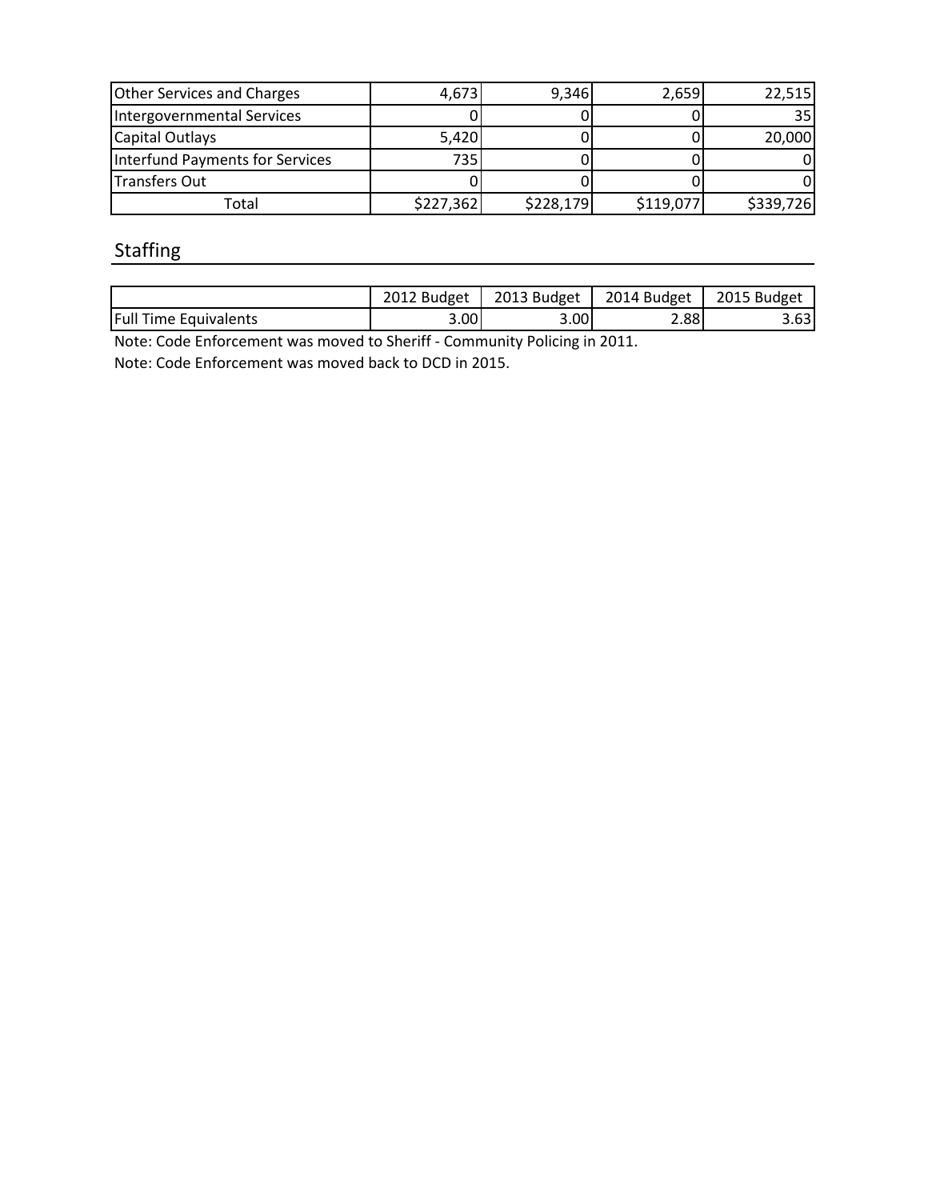| | | | | |
|---|---|---|---|---|
| Other Services and Charges | 4,673 | 9,346 | 2,659 | 22,515 |
| Intergovernmental Services | 0 | 0 | 0 | 35 |
| Capital Outlays | 5,420 | 0 | 0 | 20,000 |
| Interfund Payments for Services | 735 | 0 | 0 | 0 |
| Transfers Out | 0 | 0 | 0 | 0 |
| Total | $227,362 | $228,179 | $119,077 | $339,726 |

## Staffing

| | 2012 Budget | 2013 Budget | 2014 Budget | 2015 Budget |
|---|---|---|---|---|
| Full Time Equivalents | 3.00 | 3.00 | 2.88 | 3.63 |

Note: Code Enforcement was moved to Sheriff - Community Policing in 2011.

Note: Code Enforcement was moved back to DCD in 2015.